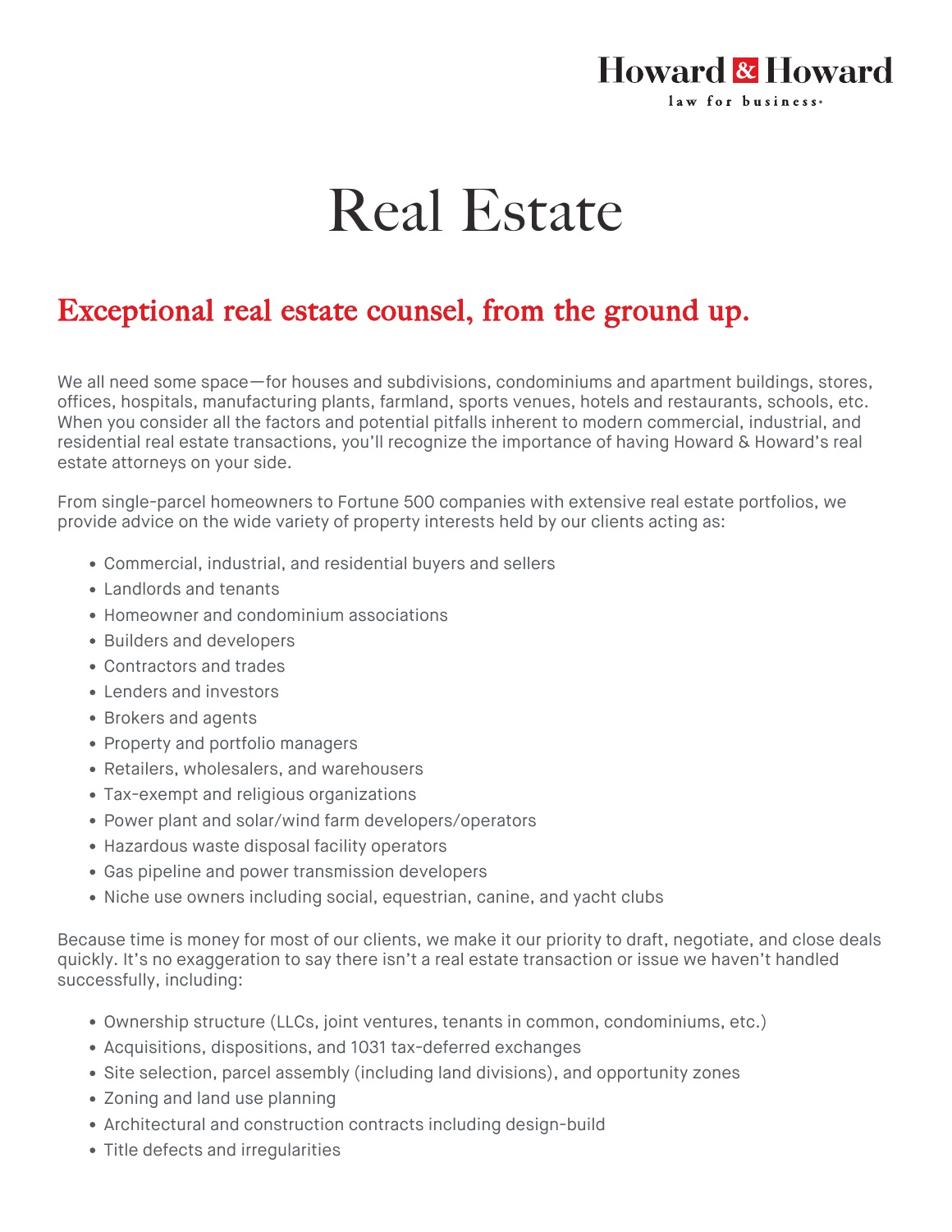Howard & Howard

law for business

# Real Estate

## Exceptional real estate counsel, from the ground up.

We all need some space—for houses and subdivisions, condominiums and apartment buildings, stores, offices, hospitals, manufacturing plants, farmland, sports venues, hotels and restaurants, schools, etc. When you consider all the factors and potential pitfalls inherent to modern commercial, industrial, and residential real estate transactions, you'll recognize the importance of having Howard & Howard's real estate attorneys on your side.

From single-parcel homeowners to Fortune 500 companies with extensive real estate portfolios, we provide advice on the wide variety of property interests held by our clients acting as:

- Commercial, industrial, and residential buyers and sellers
- Landlords and tenants
- Homeowner and condominium associations
- Builders and developers
- Contractors and trades
- Lenders and investors
- Brokers and agents
- Property and portfolio managers
- Retailers, wholesalers, and warehousers
- Tax-exempt and religious organizations
- Power plant and solar/wind farm developers/operators
- Hazardous waste disposal facility operators
- Gas pipeline and power transmission developers
- Niche use owners including social, equestrian, canine, and yacht clubs

Because time is money for most of our clients, we make it our priority to draft, negotiate, and close deals quickly. It's no exaggeration to say there isn't a real estate transaction or issue we haven't handled successfully, including:

- Ownership structure (LLCs, joint ventures, tenants in common, condominiums, etc.)
- Acquisitions, dispositions, and 1031 tax-deferred exchanges
- Site selection, parcel assembly (including land divisions), and opportunity zones
- Zoning and land use planning
- Architectural and construction contracts including design-build
- Title defects and irregularities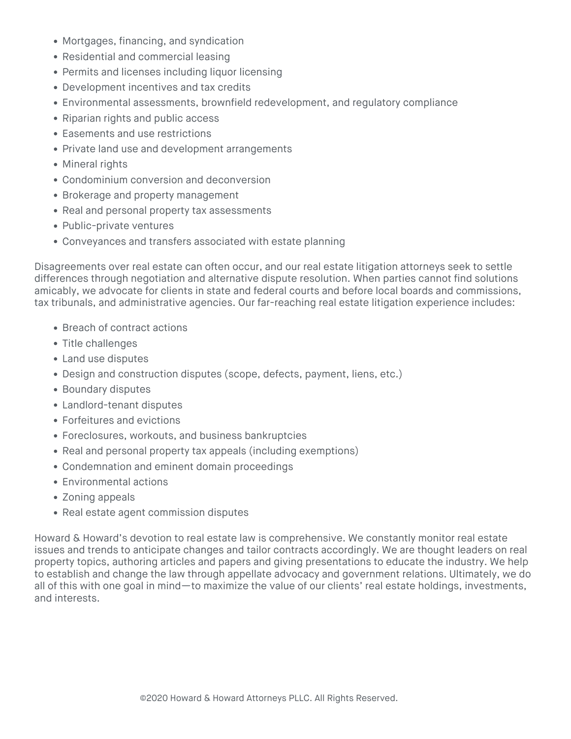- Mortgages, financing, and syndication
- Residential and commercial leasing
- Permits and licenses including liquor licensing
- Development incentives and tax credits
- Environmental assessments, brownfield redevelopment, and regulatory compliance
- Riparian rights and public access
- Easements and use restrictions
- Private land use and development arrangements
- Mineral rights
- Condominium conversion and deconversion
- Brokerage and property management
- Real and personal property tax assessments
- Public-private ventures
- Conveyances and transfers associated with estate planning

Disagreements over real estate can often occur, and our real estate litigation attorneys seek to settle differences through negotiation and alternative dispute resolution. When parties cannot find solutions amicably, we advocate for clients in state and federal courts and before local boards and commissions, tax tribunals, and administrative agencies. Our far-reaching real estate litigation experience includes:

- Breach of contract actions
- Title challenges
- Land use disputes
- Design and construction disputes (scope, defects, payment, liens, etc.)
- Boundary disputes
- Landlord-tenant disputes
- Forfeitures and evictions
- Foreclosures, workouts, and business bankruptcies
- Real and personal property tax appeals (including exemptions)
- Condemnation and eminent domain proceedings
- Environmental actions
- Zoning appeals
- Real estate agent commission disputes

Howard & Howard's devotion to real estate law is comprehensive. We constantly monitor real estate issues and trends to anticipate changes and tailor contracts accordingly. We are thought leaders on real property topics, authoring articles and papers and giving presentations to educate the industry. We help to establish and change the law through appellate advocacy and government relations. Ultimately, we do all of this with one goal in mind—to maximize the value of our clients' real estate holdings, investments, and interests.

©2020 Howard & Howard Attorneys PLLC. All Rights Reserved.